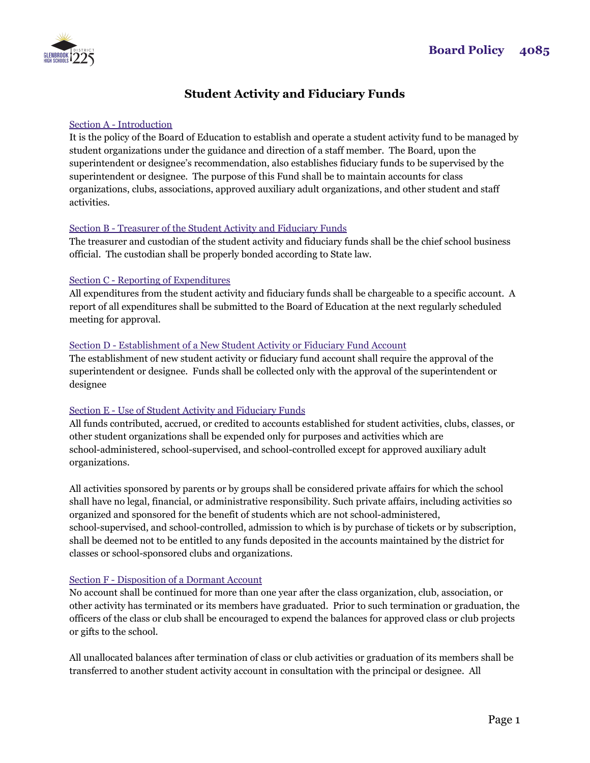# Student Activity and Fiduciary Funds

Board Policy 4085

## Section A - Introduction

It is the policy of the Board of Education to establish and operate a student activity fund to be managed by student organizations under the guidance and direction of a staff member. The Board, upon the superintendent or designee's recommendation, also establishes fiduciary funds to be supervised by the superintendent or designee. The purpose of this Fund shall be to maintain accounts for class organizations, clubs, associations, approved auxiliary adult organizations, and other student and staff activities.

## Section B - Treasurer of the Student Activity and Fiduciary Funds

The treasurer and custodian of the student activity and fiduciary funds shall be the chief school business official. The custodian shall be properly bonded according to State law.

## Section C - Reporting of Expenditures

All expenditures from the student activity and fiduciary funds shall be chargeable to a specific account. A report of all expenditures shall be submitted to the Board of Education at the next regularly scheduled meeting for approval.

## Section D - Establishment of a New Student Activity or Fiduciary Fund Account

The establishment of new student activity or fiduciary fund account shall require the approval of the superintendent or designee. Funds shall be collected only with the approval of the superintendent or designee

## Section E - Use of Student Activity and Fiduciary Funds

All funds contributed, accrued, or credited to accounts established for student activities, clubs, classes, or other student organizations shall be expended only for purposes and activities which are school-administered, school-supervised, and school-controlled except for approved auxiliary adult organizations.

All activities sponsored by parents or by groups shall be considered private affairs for which the school shall have no legal, financial, or administrative responsibility. Such private affairs, including activities so organized and sponsored for the benefit of students which are not school-administered, school-supervised, and school-controlled, admission to which is by purchase of tickets or by subscription, shall be deemed not to be entitled to any funds deposited in the accounts maintained by the district for classes or school-sponsored clubs and organizations.

## Section F - Disposition of a Dormant Account

No account shall be continued for more than one year after the class organization, club, association, or other activity has terminated or its members have graduated. Prior to such termination or graduation, the officers of the class or club shall be encouraged to expend the balances for approved class or club projects or gifts to the school.

All unallocated balances after termination of class or club activities or graduation of its members shall be transferred to another student activity account in consultation with the principal or designee. All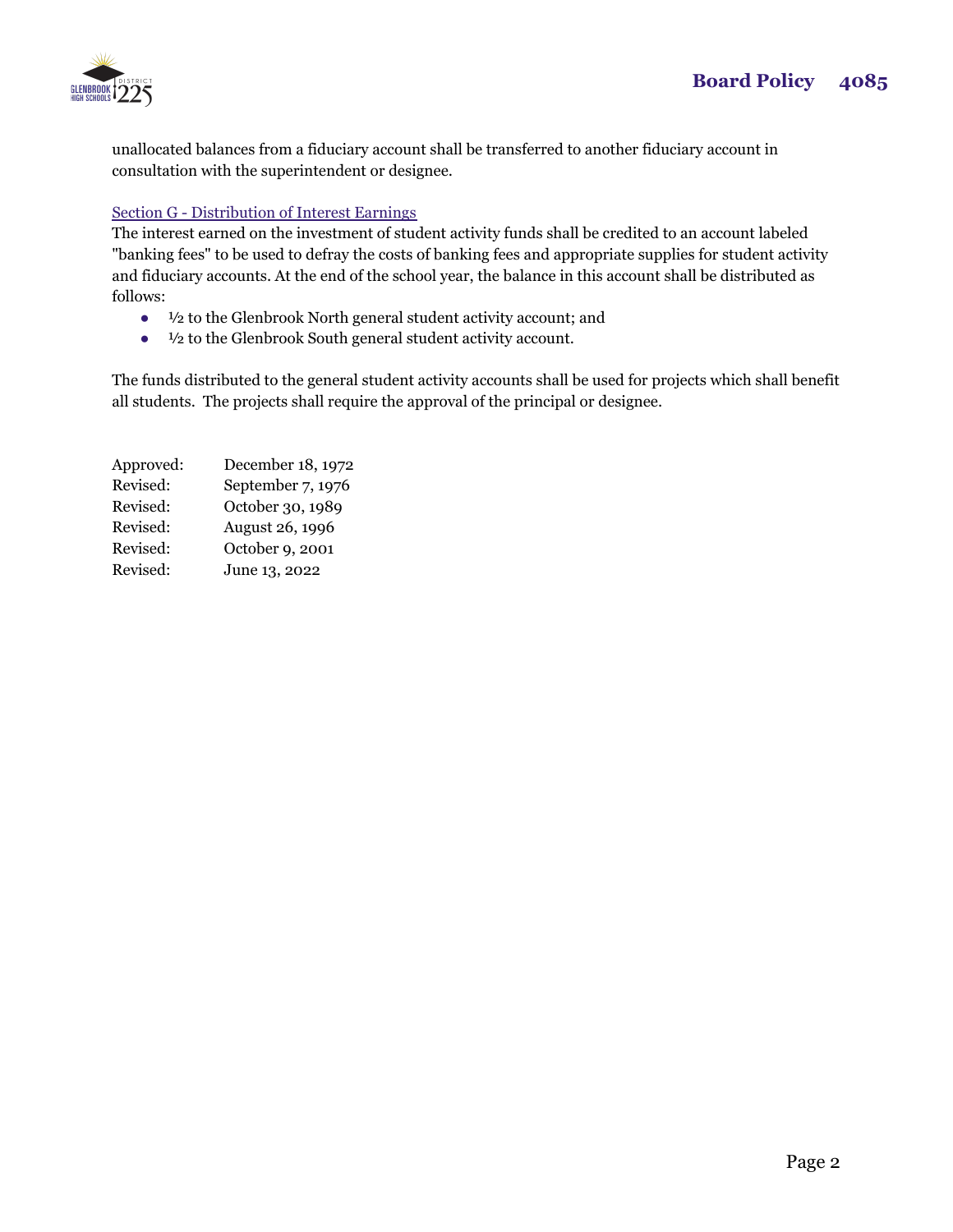unallocated balances from a fiduciary account shall be transferred to another fiduciary account in consultation with the superintendent or designee.

### Section G - Distribution of Interest Earnings

The interest earned on the investment of student activity funds shall be credited to an account labeled "banking fees" to be used to defray the costs of banking fees and appropriate supplies for student activity and fiduciary accounts. At the end of the school year, the balance in this account shall be distributed as follows:

- ½ to the Glenbrook North general student activity account; and
- ½ to the Glenbrook South general student activity account.

The funds distributed to the general student activity accounts shall be used for projects which shall benefit all students. The projects shall require the approval of the principal or designee.

| | |
|---|---|
| Approved: | December 18, 1972 |
| Revised: | September 7, 1976 |
| Revised: | October 30, 1989 |
| Revised: | August 26, 1996 |
| Revised: | October 9, 2001 |
| Revised: | June 13, 2022 |